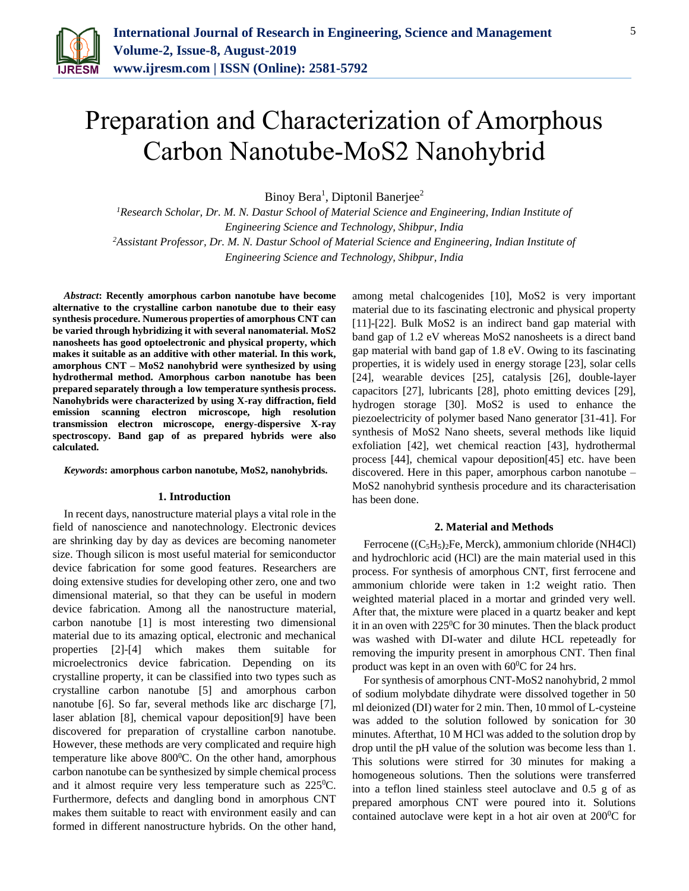# Preparation and Characterization of Amorphous Carbon Nanotube-MoS2 Nanohybrid

Binoy Bera[1], Diptonil Banerjee[2]

[1]*Research Scholar, Dr. M. N. Dastur School of Material Science and Engineering, Indian Institute of Engineering Science and Technology, Shibpur, India*
[2]*Assistant Professor, Dr. M. N. Dastur School of Material Science and Engineering, Indian Institute of Engineering Science and Technology, Shibpur, India*

***Abstract*: Recently amorphous carbon nanotube have become alternative to the crystalline carbon nanotube due to their easy synthesis procedure. Numerous properties of amorphous CNT can be varied through hybridizing it with several nanomaterial. MoS2 nanosheets has good optoelectronic and physical property, which makes it suitable as an additive with other material. In this work, amorphous CNT – MoS2 nanohybrid were synthesized by using hydrothermal method. Amorphous carbon nanotube has been prepared separately through a low temperature synthesis process. Nanohybrids were characterized by using X-ray diffraction, field emission scanning electron microscope, high resolution transmission electron microscope, energy-dispersive X-ray spectroscopy. Band gap of as prepared hybrids were also calculated.**

***Keywords*: amorphous carbon nanotube, MoS2, nanohybrids.**

## 1. Introduction

In recent days, nanostructure material plays a vital role in the field of nanoscience and nanotechnology. Electronic devices are shrinking day by day as devices are becoming nanometer size. Though silicon is most useful material for semiconductor device fabrication for some good features. Researchers are doing extensive studies for developing other zero, one and two dimensional material, so that they can be useful in modern device fabrication. Among all the nanostructure material, carbon nanotube [1] is most interesting two dimensional material due to its amazing optical, electronic and mechanical properties [2]-[4] which makes them suitable for microelectronics device fabrication. Depending on its crystalline property, it can be classified into two types such as crystalline carbon nanotube [5] and amorphous carbon nanotube [6]. So far, several methods like arc discharge [7], laser ablation [8], chemical vapour deposition[9] have been discovered for preparation of crystalline carbon nanotube. However, these methods are very complicated and require high temperature like above $800^0$C. On the other hand, amorphous carbon nanotube can be synthesized by simple chemical process and it almost require very less temperature such as $225^0$C. Furthermore, defects and dangling bond in amorphous CNT makes them suitable to react with environment easily and can formed in different nanostructure hybrids. On the other hand, among metal chalcogenides [10], MoS2 is very important material due to its fascinating electronic and physical property [11]-[22]. Bulk MoS2 is an indirect band gap material with band gap of 1.2 eV whereas MoS2 nanosheets is a direct band gap material with band gap of 1.8 eV. Owing to its fascinating properties, it is widely used in energy storage [23], solar cells [24], wearable devices [25], catalysis [26], double-layer capacitors [27], lubricants [28], photo emitting devices [29], hydrogen storage [30]. MoS2 is used to enhance the piezoelectricity of polymer based Nano generator [31-41]. For synthesis of MoS2 Nano sheets, several methods like liquid exfoliation [42], wet chemical reaction [43], hydrothermal process [44], chemical vapour deposition[45] etc. have been discovered. Here in this paper, amorphous carbon nanotube – MoS2 nanohybrid synthesis procedure and its characterisation has been done.

## 2. Material and Methods

Ferrocene ($(C_5H_5)_2Fe$, Merck), ammonium chloride (NH4Cl) and hydrochloric acid (HCl) are the main material used in this process. For synthesis of amorphous CNT, first ferrocene and ammonium chloride were taken in 1:2 weight ratio. Then weighted material placed in a mortar and grinded very well. After that, the mixture were placed in a quartz beaker and kept it in an oven with $225^0$C for 30 minutes. Then the black product was washed with DI-water and dilute HCL repeteadly for removing the impurity present in amorphous CNT. Then final product was kept in an oven with $60^0$C for 24 hrs.

For synthesis of amorphous CNT-MoS2 nanohybrid, 2 mmol of sodium molybdate dihydrate were dissolved together in 50 ml deionized (DI) water for 2 min. Then, 10 mmol of L-cysteine was added to the solution followed by sonication for 30 minutes. Afterthat, 10 M HCl was added to the solution drop by drop until the pH value of the solution was become less than 1. This solutions were stirred for 30 minutes for making a homogeneous solutions. Then the solutions were transferred into a teflon lined stainless steel autoclave and 0.5 g of as prepared amorphous CNT were poured into it. Solutions contained autoclave were kept in a hot air oven at $200^0$C for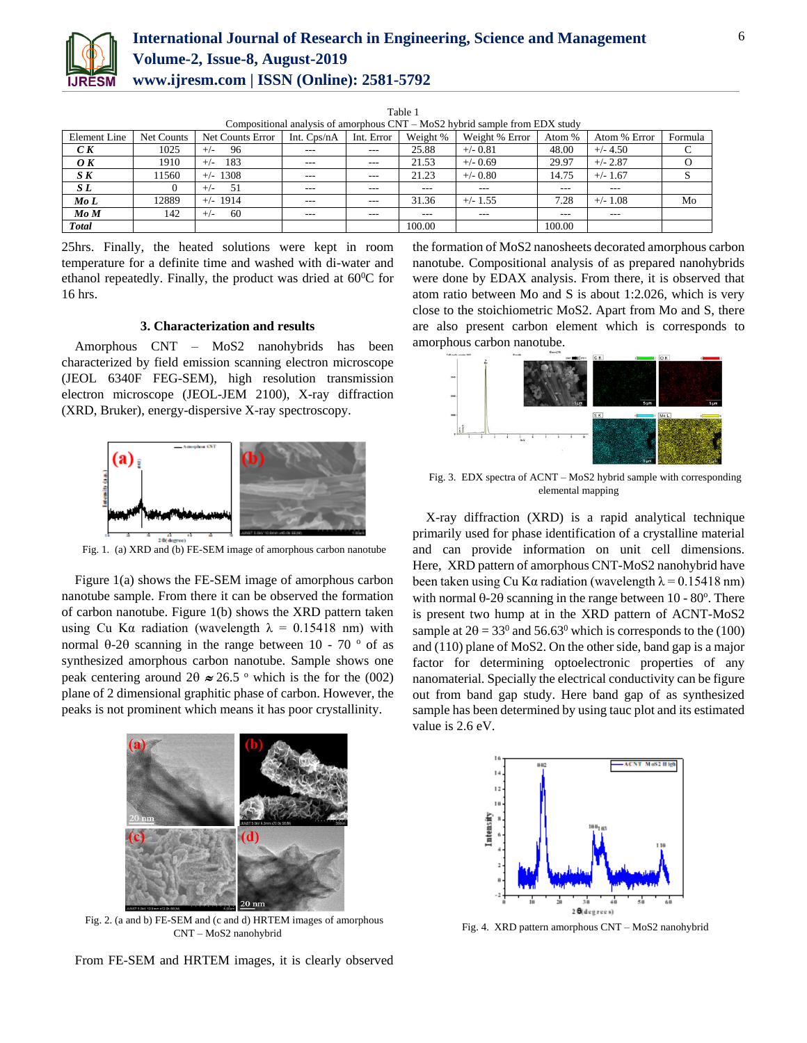Table 1
Compositional analysis of amorphous CNT – $MoS_2$ hybrid sample from EDX study

| Element Line | Net Counts | Net Counts Error | Int. Cps/nA | Int. Error | Weight % | Weight % Error | Atom % | Atom % Error | Formula |
|---|---|---|---|---|---|---|---|---|---|
| ***C K*** | 1025 | +/- 96 | --- | --- | 25.88 | +/- 0.81 | 48.00 | +/- 4.50 | C |
| ***O K*** | 1910 | +/- 183 | --- | --- | 21.53 | +/- 0.69 | 29.97 | +/- 2.87 | O |
| ***S K*** | 11560 | +/- 1308 | --- | --- | 21.23 | +/- 0.80 | 14.75 | +/- 1.67 | S |
| ***S L*** | 0 | +/- 51 | --- | --- | --- | --- | --- | --- | |
| ***Mo L*** | 12889 | +/- 1914 | --- | --- | 31.36 | +/- 1.55 | 7.28 | +/- 1.08 | Mo |
| ***Mo M*** | 142 | +/- 60 | --- | --- | --- | --- | --- | --- | |
| ***Total*** | | | | | 100.00 | | 100.00 | | |

25hrs. Finally, the heated solutions were kept in room temperature for a definite time and washed with di-water and ethanol repeatedly. Finally, the product was dried at $60^0$C for 16 hrs.

### 3. Characterization and results

Amorphous CNT – $MoS_2$ nanohybrids has been characterized by field emission scanning electron microscope (JEOL 6340F FEG-SEM), high resolution transmission electron microscope (JEOL-JEM 2100), X-ray diffraction (XRD, Bruker), energy-dispersive X-ray spectroscopy.

Fig. 1. (a) XRD and (b) FE-SEM image of amorphous carbon nanotube

Figure 1(a) shows the FE-SEM image of amorphous carbon nanotube sample. From there it can be observed the formation of carbon nanotube. Figure 1(b) shows the XRD pattern taken using Cu Kα radiation (wavelength $\lambda$ = 0.15418 nm) with normal $\theta$-$2\theta$ scanning in the range between 10 - 70 $^o$ of as synthesized amorphous carbon nanotube. Sample shows one peak centering around $2\theta \approx 26.5$ $^o$ which is the for the (002) plane of 2 dimensional graphitic phase of carbon. However, the peaks is not prominent which means it has poor crystallinity.

Fig. 2. (a and b) FE-SEM and (c and d) HRTEM images of amorphous CNT – $MoS_2$ nanohybrid

From FE-SEM and HRTEM images, it is clearly observed the formation of $MoS_2$ nanosheets decorated amorphous carbon nanotube. Compositional analysis of as prepared nanohybrids were done by EDAX analysis. From there, it is observed that atom ratio between Mo and S is about 1:2.026, which is very close to the stoichiometric $MoS_2$. Apart from Mo and S, there are also present carbon element which is corresponds to amorphous carbon nanotube.

Fig. 3. EDX spectra of ACNT – $MoS_2$ hybrid sample with corresponding elemental mapping

X-ray diffraction (XRD) is a rapid analytical technique primarily used for phase identification of a crystalline material and can provide information on unit cell dimensions. Here, XRD pattern of amorphous CNT-$MoS_2$ nanohybrid have been taken using Cu Kα radiation (wavelength $\lambda$ = 0.15418 nm) with normal $\theta$-$2\theta$ scanning in the range between 10 - $80^o$. There is present two hump at in the XRD pattern of ACNT-$MoS_2$ sample at $2\theta = 33^0$ and $56.63^0$ which is corresponds to the (100) and (110) plane of $MoS_2$. On the other side, band gap is a major factor for determining optoelectronic properties of any nanomaterial. Specially the electrical conductivity can be figure out from band gap study. Here band gap of as synthesized sample has been determined by using tauc plot and its estimated value is 2.6 eV.

Fig. 4. XRD pattern amorphous CNT – $MoS_2$ nanohybrid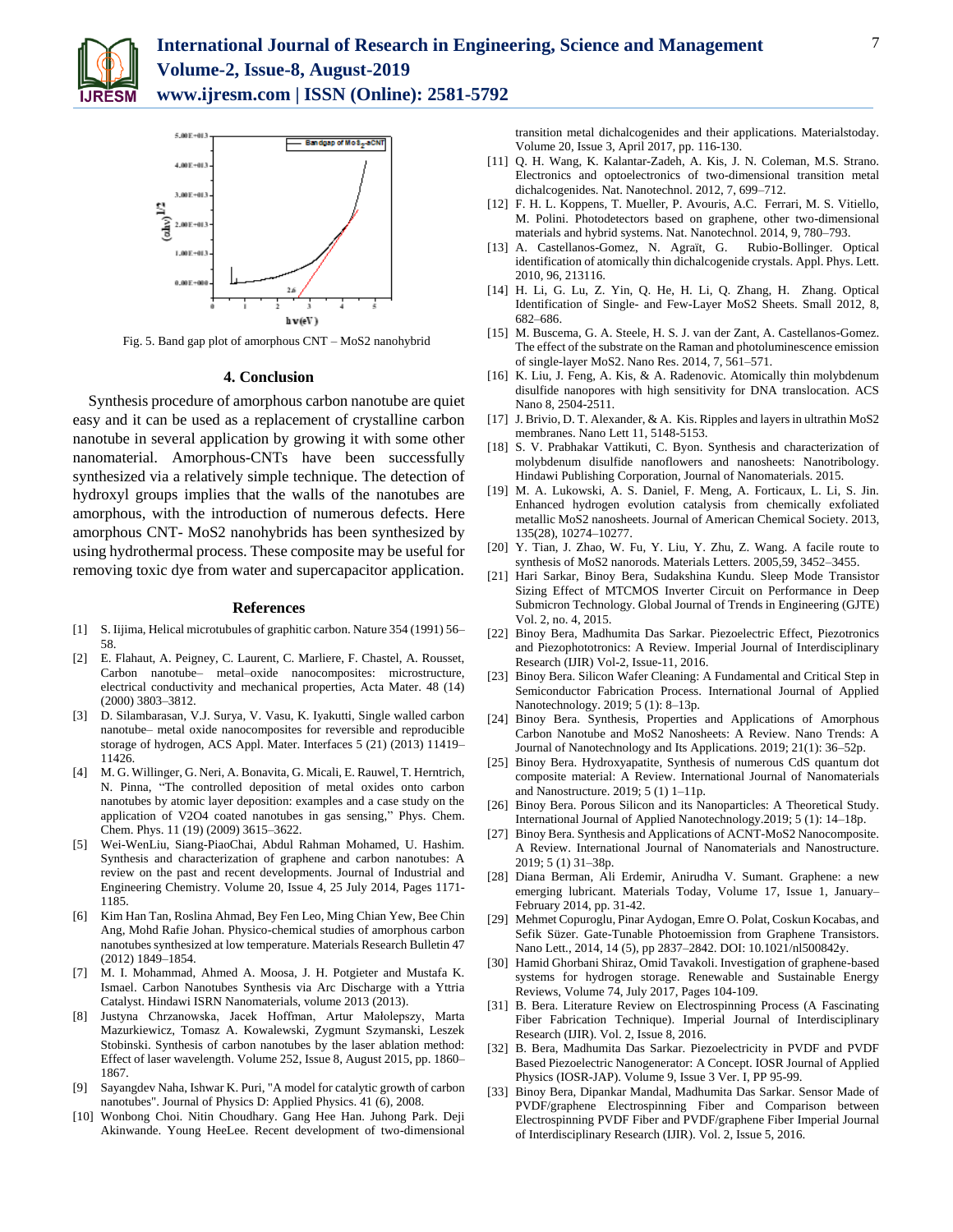Fig. 5. Band gap plot of amorphous CNT – $MoS_2$ nanohybrid

## 4. Conclusion

Synthesis procedure of amorphous carbon nanotube are quiet easy and it can be used as a replacement of crystalline carbon nanotube in several application by growing it with some other nanomaterial. Amorphous-CNTs have been successfully synthesized via a relatively simple technique. The detection of hydroxyl groups implies that the walls of the nanotubes are amorphous, with the introduction of numerous defects. Here amorphous CNT- $MoS_2$ nanohybrids has been synthesized by using hydrothermal process. These composite may be useful for removing toxic dye from water and supercapacitor application.

## References

[1] S. Iijima, Helical microtubules of graphitic carbon. Nature 354 (1991) 56–58.

[2] E. Flahaut, A. Peigney, C. Laurent, C. Marliere, F. Chastel, A. Rousset, Carbon nanotube– metal–oxide nanocomposites: microstructure, electrical conductivity and mechanical properties, Acta Mater. 48 (14) (2000) 3803–3812.

[3] D. Silambarasan, V.J. Surya, V. Vasu, K. Iyakutti, Single walled carbon nanotube– metal oxide nanocomposites for reversible and reproducible storage of hydrogen, ACS Appl. Mater. Interfaces 5 (21) (2013) 11419–11426.

[4] M. G. Willinger, G. Neri, A. Bonavita, G. Micali, E. Rauwel, T. Herntrich, N. Pinna, "The controlled deposition of metal oxides onto carbon nanotubes by atomic layer deposition: examples and a case study on the application of V2O4 coated nanotubes in gas sensing," Phys. Chem. Chem. Phys. 11 (19) (2009) 3615–3622.

[5] Wei-WenLiu, Siang-PiaoChai, Abdul Rahman Mohamed, U. Hashim. Synthesis and characterization of graphene and carbon nanotubes: A review on the past and recent developments. Journal of Industrial and Engineering Chemistry. Volume 20, Issue 4, 25 July 2014, Pages 1171-1185.

[6] Kim Han Tan, Roslina Ahmad, Bey Fen Leo, Ming Chian Yew, Bee Chin Ang, Mohd Rafie Johan. Physico-chemical studies of amorphous carbon nanotubes synthesized at low temperature. Materials Research Bulletin 47 (2012) 1849–1854.

[7] M. I. Mohammad, Ahmed A. Moosa, J. H. Potgieter and Mustafa K. Ismael. Carbon Nanotubes Synthesis via Arc Discharge with a Yttria Catalyst. Hindawi ISRN Nanomaterials, volume 2013 (2013).

[8] Justyna Chrzanowska, Jacek Hoffman, Artur Małolepszy, Marta Mazurkiewicz, Tomasz A. Kowalewski, Zygmunt Szymanski, Leszek Stobinski. Synthesis of carbon nanotubes by the laser ablation method: Effect of laser wavelength. Volume 252, Issue 8, August 2015, pp. 1860–1867.

[9] Sayangdev Naha, Ishwar K. Puri, "A model for catalytic growth of carbon nanotubes". Journal of Physics D: Applied Physics. 41 (6), 2008.

[10] Wonbong Choi. Nitin Choudhary. Gang Hee Han. Juhong Park. Deji Akinwande. Young HeeLee. Recent development of two-dimensional transition metal dichalcogenides and their applications. Materialstoday. Volume 20, Issue 3, April 2017, pp. 116-130.

[11] Q. H. Wang, K. Kalantar-Zadeh, A. Kis, J. N. Coleman, M.S. Strano. Electronics and optoelectronics of two-dimensional transition metal dichalcogenides. Nat. Nanotechnol. 2012, 7, 699–712.

[12] F. H. L. Koppens, T. Mueller, P. Avouris, A.C. Ferrari, M. S. Vitiello, M. Polini. Photodetectors based on graphene, other two-dimensional materials and hybrid systems. Nat. Nanotechnol. 2014, 9, 780–793.

[13] A. Castellanos-Gomez, N. Agraït, G. Rubio-Bollinger. Optical identification of atomically thin dichalcogenide crystals. Appl. Phys. Lett. 2010, 96, 213116.

[14] H. Li, G. Lu, Z. Yin, Q. He, H. Li, Q. Zhang, H. Zhang. Optical Identification of Single- and Few-Layer MoS2 Sheets. Small 2012, 8, 682–686.

[15] M. Buscema, G. A. Steele, H. S. J. van der Zant, A. Castellanos-Gomez. The effect of the substrate on the Raman and photoluminescence emission of single-layer MoS2. Nano Res. 2014, 7, 561–571.

[16] K. Liu, J. Feng, A. Kis, & A. Radenovic. Atomically thin molybdenum disulfide nanopores with high sensitivity for DNA translocation. ACS Nano 8, 2504-2511.

[17] J. Brivio, D. T. Alexander, & A. Kis. Ripples and layers in ultrathin MoS2 membranes. Nano Lett 11, 5148-5153.

[18] S. V. Prabhakar Vattikuti, C. Byon. Synthesis and characterization of molybdenum disulfide nanoflowers and nanosheets: Nanotribology. Hindawi Publishing Corporation, Journal of Nanomaterials. 2015.

[19] M. A. Lukowski, A. S. Daniel, F. Meng, A. Forticaux, L. Li, S. Jin. Enhanced hydrogen evolution catalysis from chemically exfoliated metallic MoS2 nanosheets. Journal of American Chemical Society. 2013, 135(28), 10274–10277.

[20] Y. Tian, J. Zhao, W. Fu, Y. Liu, Y. Zhu, Z. Wang. A facile route to synthesis of MoS2 nanorods. Materials Letters. 2005,59, 3452–3455.

[21] Hari Sarkar, Binoy Bera, Sudakshina Kundu. Sleep Mode Transistor Sizing Effect of MTCMOS Inverter Circuit on Performance in Deep Submicron Technology. Global Journal of Trends in Engineering (GJTE) Vol. 2, no. 4, 2015.

[22] Binoy Bera, Madhumita Das Sarkar. Piezoelectric Effect, Piezotronics and Piezophototronics: A Review. Imperial Journal of Interdisciplinary Research (IJIR) Vol-2, Issue-11, 2016.

[23] Binoy Bera. Silicon Wafer Cleaning: A Fundamental and Critical Step in Semiconductor Fabrication Process. International Journal of Applied Nanotechnology. 2019; 5 (1): 8–13p.

[24] Binoy Bera. Synthesis, Properties and Applications of Amorphous Carbon Nanotube and MoS2 Nanosheets: A Review. Nano Trends: A Journal of Nanotechnology and Its Applications. 2019; 21(1): 36–52p.

[25] Binoy Bera. Hydroxyapatite, Synthesis of numerous CdS quantum dot composite material: A Review. International Journal of Nanomaterials and Nanostructure. 2019; 5 (1) 1–11p.

[26] Binoy Bera. Porous Silicon and its Nanoparticles: A Theoretical Study. International Journal of Applied Nanotechnology.2019; 5 (1): 14–18p.

[27] Binoy Bera. Synthesis and Applications of ACNT-MoS2 Nanocomposite. A Review. International Journal of Nanomaterials and Nanostructure. 2019; 5 (1) 31–38p.

[28] Diana Berman, Ali Erdemir, Anirudha V. Sumant. Graphene: a new emerging lubricant. Materials Today, Volume 17, Issue 1, January–February 2014, pp. 31-42.

[29] Mehmet Copuroglu, Pinar Aydogan, Emre O. Polat, Coskun Kocabas, and Sefik Süzer. Gate-Tunable Photoemission from Graphene Transistors. Nano Lett., 2014, 14 (5), pp 2837–2842. DOI: 10.1021/nl500842y.

[30] Hamid Ghorbani Shiraz, Omid Tavakoli. Investigation of graphene-based systems for hydrogen storage. Renewable and Sustainable Energy Reviews, Volume 74, July 2017, Pages 104-109.

[31] B. Bera. Literature Review on Electrospinning Process (A Fascinating Fiber Fabrication Technique). Imperial Journal of Interdisciplinary Research (IJIR). Vol. 2, Issue 8, 2016.

[32] B. Bera, Madhumita Das Sarkar. Piezoelectricity in PVDF and PVDF Based Piezoelectric Nanogenerator: A Concept. IOSR Journal of Applied Physics (IOSR-JAP). Volume 9, Issue 3 Ver. I, PP 95-99.

[33] Binoy Bera, Dipankar Mandal, Madhumita Das Sarkar. Sensor Made of PVDF/graphene Electrospinning Fiber and Comparison between Electrospinning PVDF Fiber and PVDF/graphene Fiber Imperial Journal of Interdisciplinary Research (IJIR). Vol. 2, Issue 5, 2016.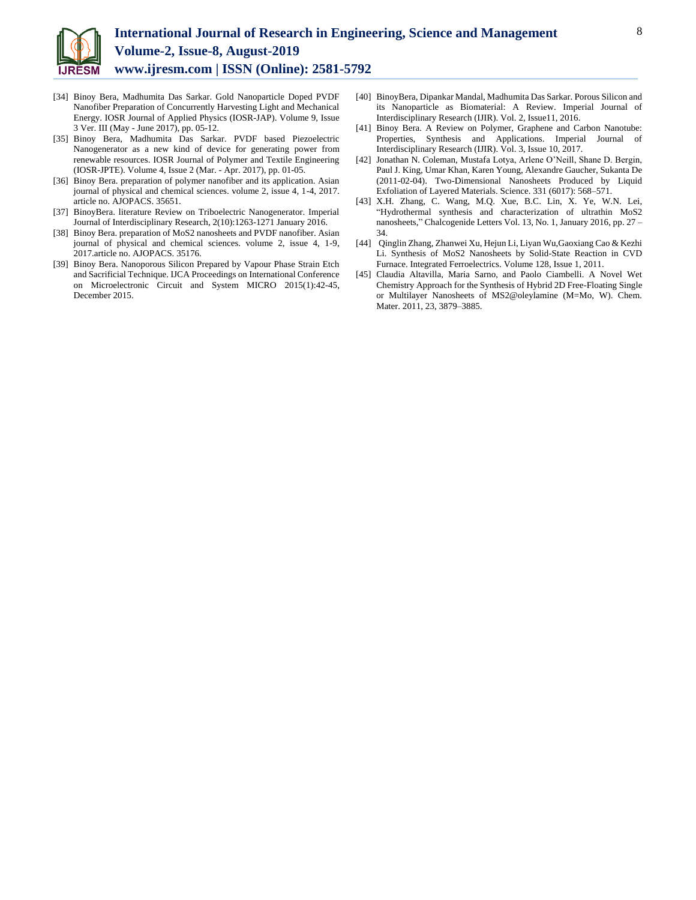[34] Binoy Bera, Madhumita Das Sarkar. Gold Nanoparticle Doped PVDF Nanofiber Preparation of Concurrently Harvesting Light and Mechanical Energy. IOSR Journal of Applied Physics (IOSR-JAP). Volume 9, Issue 3 Ver. III (May - June 2017), pp. 05-12.

[35] Binoy Bera, Madhumita Das Sarkar. PVDF based Piezoelectric Nanogenerator as a new kind of device for generating power from renewable resources. IOSR Journal of Polymer and Textile Engineering (IOSR-JPTE). Volume 4, Issue 2 (Mar. - Apr. 2017), pp. 01-05.

[36] Binoy Bera. preparation of polymer nanofiber and its application. Asian journal of physical and chemical sciences. volume 2, issue 4, 1-4, 2017. article no. AJOPACS. 35651.

[37] BinoyBera. literature Review on Triboelectric Nanogenerator. Imperial Journal of Interdisciplinary Research, 2(10):1263-1271 January 2016.

[38] Binoy Bera. preparation of $MoS_2$ nanosheets and PVDF nanofiber. Asian journal of physical and chemical sciences. volume 2, issue 4, 1-9, 2017.article no. AJOPACS. 35176.

[39] Binoy Bera. Nanoporous Silicon Prepared by Vapour Phase Strain Etch and Sacrificial Technique. IJCA Proceedings on International Conference on Microelectronic Circuit and System MICRO 2015(1):42-45, December 2015.

[40] BinoyBera, Dipankar Mandal, Madhumita Das Sarkar. Porous Silicon and its Nanoparticle as Biomaterial: A Review. Imperial Journal of Interdisciplinary Research (IJIR). Vol. 2, Issue11, 2016.

[41] Binoy Bera. A Review on Polymer, Graphene and Carbon Nanotube: Properties, Synthesis and Applications. Imperial Journal of Interdisciplinary Research (IJIR). Vol. 3, Issue 10, 2017.

[42] Jonathan N. Coleman, Mustafa Lotya, Arlene O'Neill, Shane D. Bergin, Paul J. King, Umar Khan, Karen Young, Alexandre Gaucher, Sukanta De (2011-02-04). Two-Dimensional Nanosheets Produced by Liquid Exfoliation of Layered Materials. Science. 331 (6017): 568–571.

[43] X.H. Zhang, C. Wang, M.Q. Xue, B.C. Lin, X. Ye, W.N. Lei, "Hydrothermal synthesis and characterization of ultrathin $MoS_2$ nanosheets," Chalcogenide Letters Vol. 13, No. 1, January 2016, pp. 27 – 34.

[44] Qinglin Zhang, Zhanwei Xu, Hejun Li, Liyan Wu,Gaoxiang Cao & Kezhi Li. Synthesis of $MoS_2$ Nanosheets by Solid-State Reaction in CVD Furnace. Integrated Ferroelectrics. Volume 128, Issue 1, 2011.

[45] Claudia Altavilla, Maria Sarno, and Paolo Ciambelli. A Novel Wet Chemistry Approach for the Synthesis of Hybrid 2D Free-Floating Single or Multilayer Nanosheets of $MS_2$@oleylamine (M=Mo, W). Chem. Mater. 2011, 23, 3879–3885.